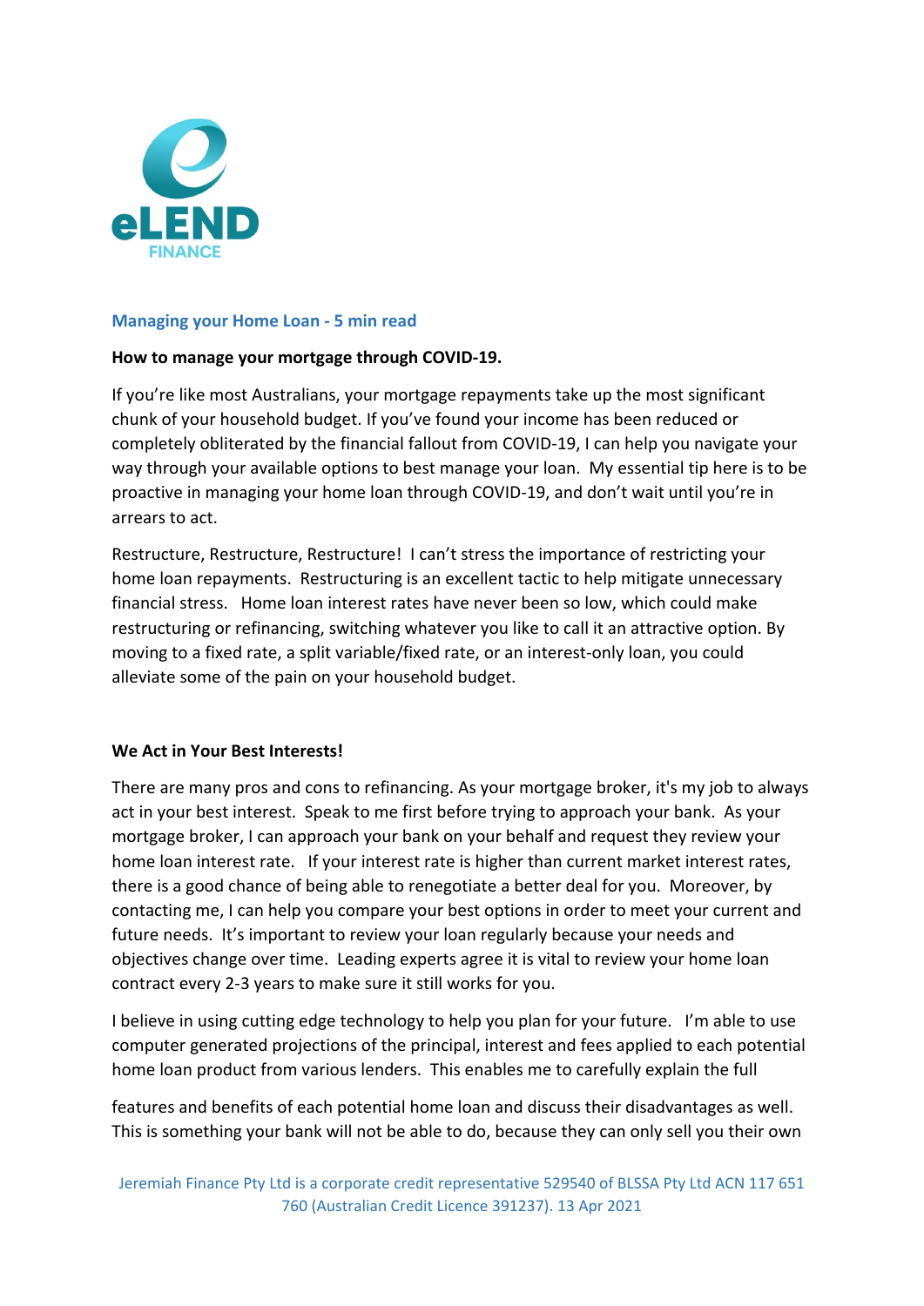eLEND FINANCE

**Managing your Home Loan - 5 min read**

**How to manage your mortgage through COVID-19.**

If you're like most Australians, your mortgage repayments take up the most significant chunk of your household budget. If you've found your income has been reduced or completely obliterated by the financial fallout from COVID-19, I can help you navigate your way through your available options to best manage your loan. My essential tip here is to be proactive in managing your home loan through COVID-19, and don't wait until you're in arrears to act.

Restructure, Restructure, Restructure! I can't stress the importance of restricting your home loan repayments. Restructuring is an excellent tactic to help mitigate unnecessary financial stress. Home loan interest rates have never been so low, which could make restructuring or refinancing, switching whatever you like to call it an attractive option. By moving to a fixed rate, a split variable/fixed rate, or an interest-only loan, you could alleviate some of the pain on your household budget.

**We Act in Your Best Interests!**

There are many pros and cons to refinancing. As your mortgage broker, it's my job to always act in your best interest. Speak to me first before trying to approach your bank. As your mortgage broker, I can approach your bank on your behalf and request they review your home loan interest rate. If your interest rate is higher than current market interest rates, there is a good chance of being able to renegotiate a better deal for you. Moreover, by contacting me, I can help you compare your best options in order to meet your current and future needs. It's important to review your loan regularly because your needs and objectives change over time. Leading experts agree it is vital to review your home loan contract every 2-3 years to make sure it still works for you.

I believe in using cutting edge technology to help you plan for your future. I'm able to use computer generated projections of the principal, interest and fees applied to each potential home loan product from various lenders. This enables me to carefully explain the full features and benefits of each potential home loan and discuss their disadvantages as well. This is something your bank will not be able to do, because they can only sell you their own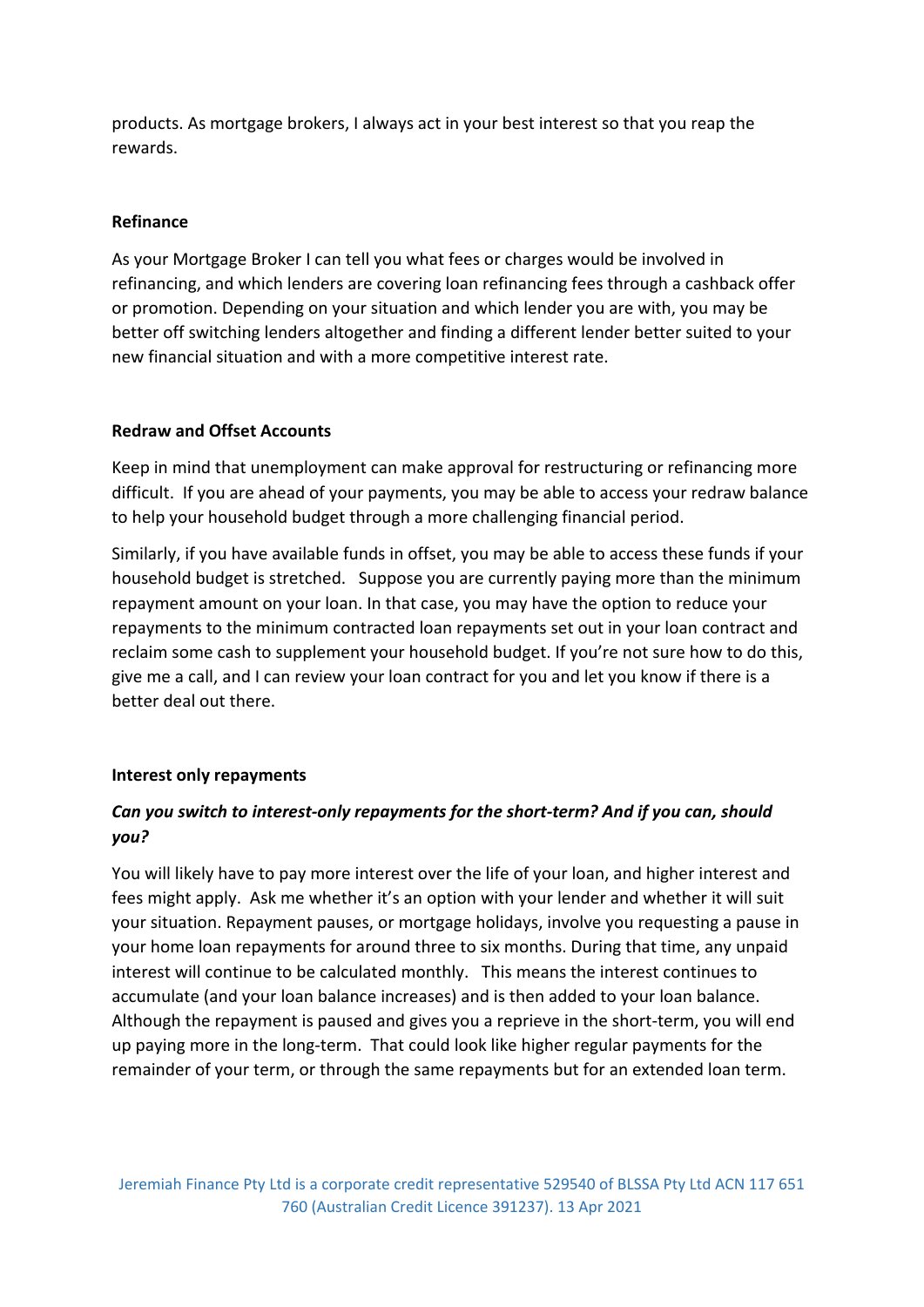products. As mortgage brokers, I always act in your best interest so that you reap the rewards.

### Refinance

As your Mortgage Broker I can tell you what fees or charges would be involved in refinancing, and which lenders are covering loan refinancing fees through a cashback offer or promotion. Depending on your situation and which lender you are with, you may be better off switching lenders altogether and finding a different lender better suited to your new financial situation and with a more competitive interest rate.

### Redraw and Offset Accounts

Keep in mind that unemployment can make approval for restructuring or refinancing more difficult. If you are ahead of your payments, you may be able to access your redraw balance to help your household budget through a more challenging financial period.

Similarly, if you have available funds in offset, you may be able to access these funds if your household budget is stretched. Suppose you are currently paying more than the minimum repayment amount on your loan. In that case, you may have the option to reduce your repayments to the minimum contracted loan repayments set out in your loan contract and reclaim some cash to supplement your household budget. If you're not sure how to do this, give me a call, and I can review your loan contract for you and let you know if there is a better deal out there.

### Interest only repayments

***Can you switch to interest-only repayments for the short-term? And if you can, should you?***

You will likely have to pay more interest over the life of your loan, and higher interest and fees might apply. Ask me whether it's an option with your lender and whether it will suit your situation. Repayment pauses, or mortgage holidays, involve you requesting a pause in your home loan repayments for around three to six months. During that time, any unpaid interest will continue to be calculated monthly. This means the interest continues to accumulate (and your loan balance increases) and is then added to your loan balance. Although the repayment is paused and gives you a reprieve in the short-term, you will end up paying more in the long-term. That could look like higher regular payments for the remainder of your term, or through the same repayments but for an extended loan term.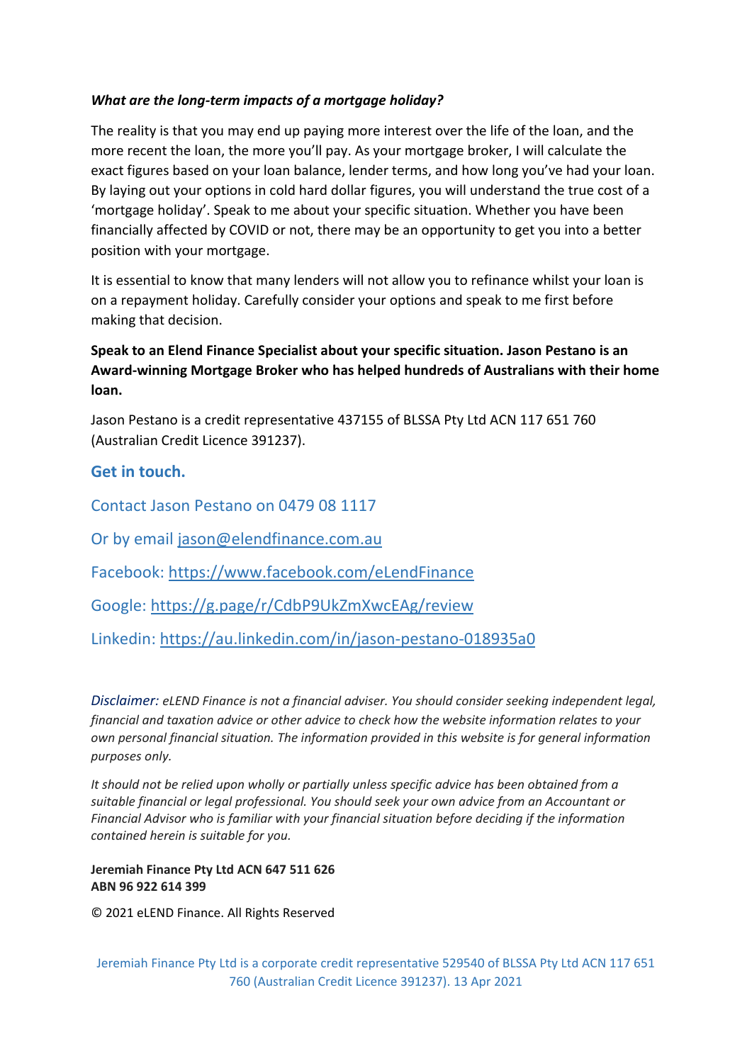***What are the long-term impacts of a mortgage holiday?***

The reality is that you may end up paying more interest over the life of the loan, and the more recent the loan, the more you'll pay. As your mortgage broker, I will calculate the exact figures based on your loan balance, lender terms, and how long you've had your loan. By laying out your options in cold hard dollar figures, you will understand the true cost of a 'mortgage holiday'. Speak to me about your specific situation. Whether you have been financially affected by COVID or not, there may be an opportunity to get you into a better position with your mortgage.

It is essential to know that many lenders will not allow you to refinance whilst your loan is on a repayment holiday. Carefully consider your options and speak to me first before making that decision.

**Speak to an Elend Finance Specialist about your specific situation. Jason Pestano is an Award-winning Mortgage Broker who has helped hundreds of Australians with their home loan.**

Jason Pestano is a credit representative 437155 of BLSSA Pty Ltd ACN 117 651 760 (Australian Credit Licence 391237).

**Get in touch.**

Contact Jason Pestano on 0479 08 1117

Or by email jason@elendfinance.com.au

Facebook: https://www.facebook.com/eLendFinance

Google: https://g.page/r/CdbP9UkZmXwcEAg/review

Linkedin: https://au.linkedin.com/in/jason-pestano-018935a0

*Disclaimer: eLEND Finance is not a financial adviser. You should consider seeking independent legal, financial and taxation advice or other advice to check how the website information relates to your own personal financial situation. The information provided in this website is for general information purposes only.*

*It should not be relied upon wholly or partially unless specific advice has been obtained from a suitable financial or legal professional. You should seek your own advice from an Accountant or Financial Advisor who is familiar with your financial situation before deciding if the information contained herein is suitable for you.*

**Jeremiah Finance Pty Ltd ACN 647 511 626**
**ABN 96 922 614 399**

© 2021 eLEND Finance. All Rights Reserved

Jeremiah Finance Pty Ltd is a corporate credit representative 529540 of BLSSA Pty Ltd ACN 117 651 760 (Australian Credit Licence 391237). 13 Apr 2021